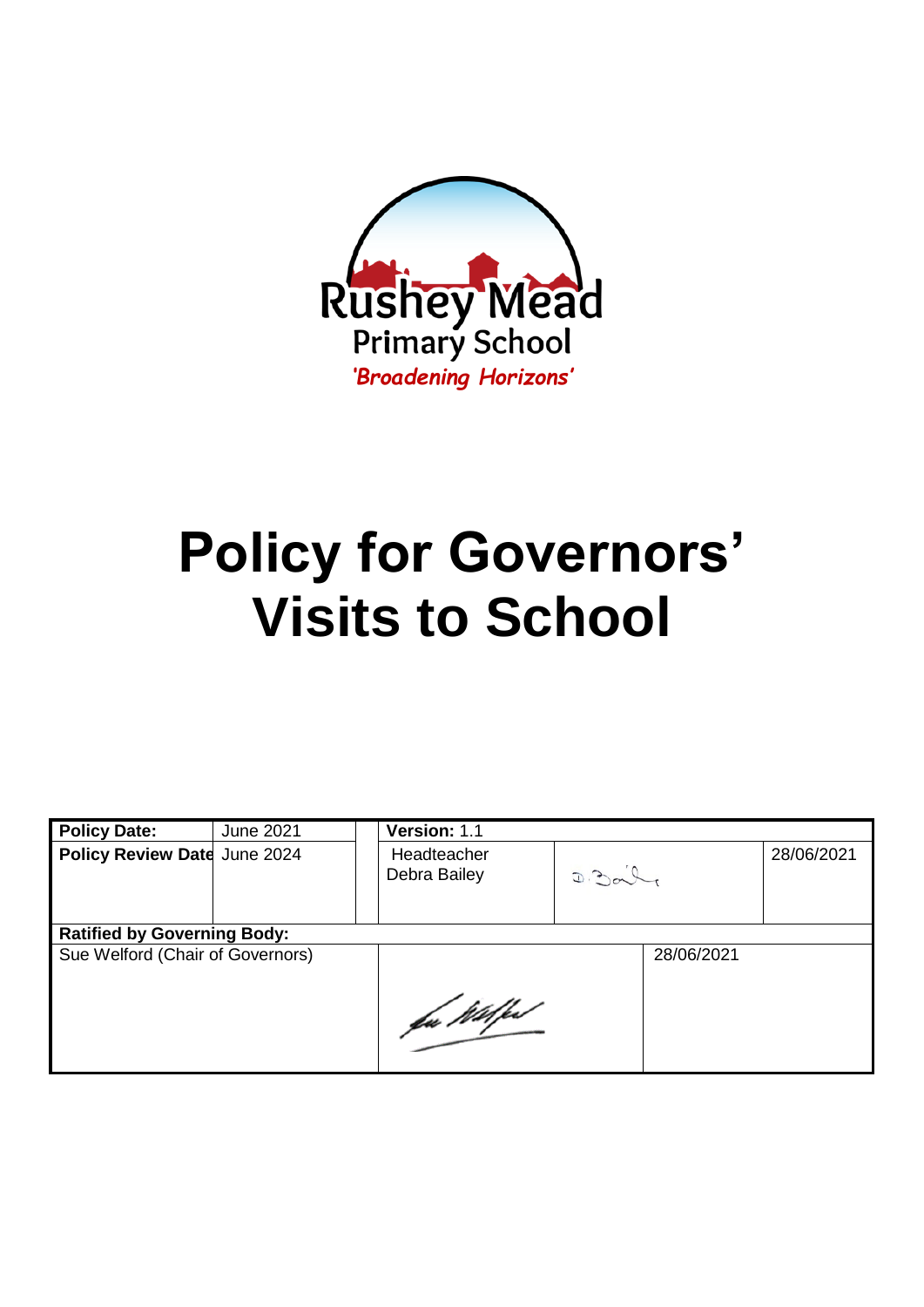Rushey Mead
Primary School
*'Broadening Horizons'*

# Policy for Governors' Visits to School

| **Policy Date:** | June 2021 | **Version:** 1.1 | | |
|---|---|---|---|---|
| **Policy Review Date** | June 2024 | Headteacher Debra Bailey | | 28/06/2021 |
| **Ratified by Governing Body:** | | | | |
| Sue Welford (Chair of Governors) | | | 28/06/2021 | |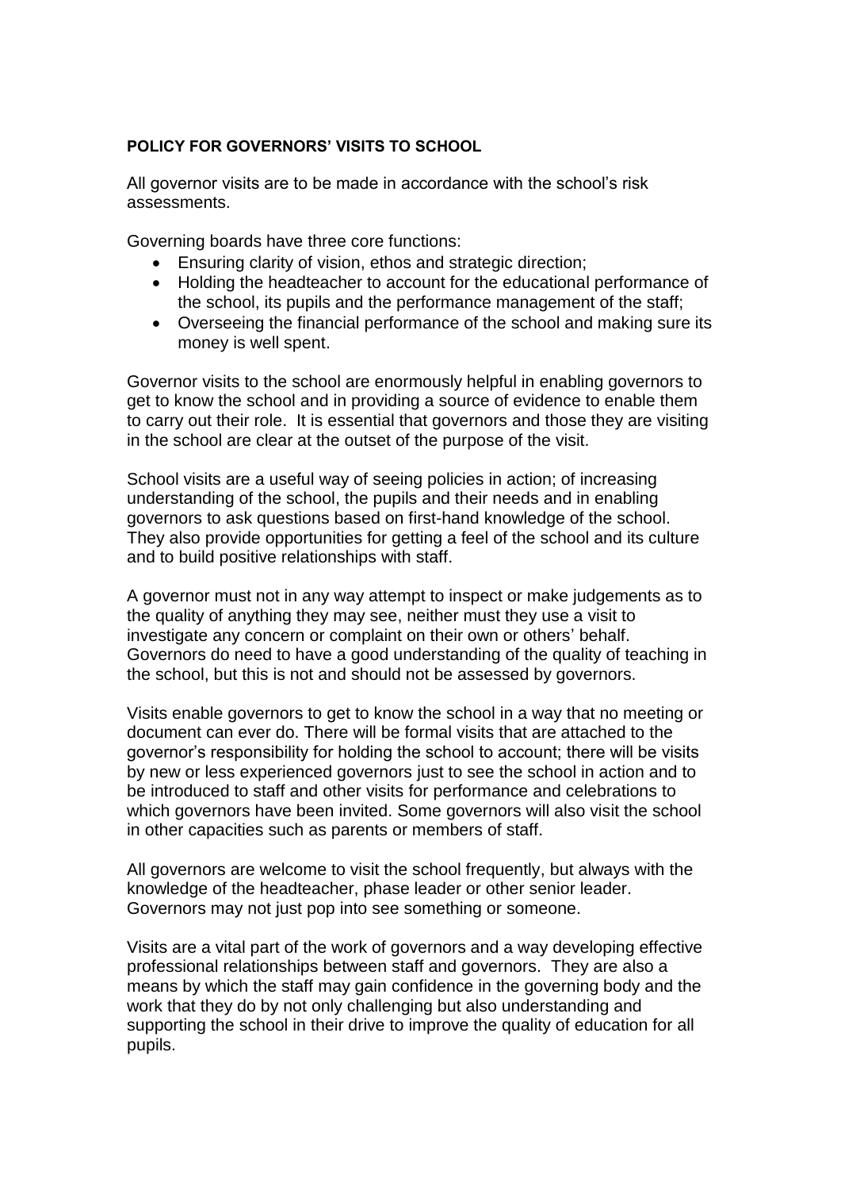**POLICY FOR GOVERNORS' VISITS TO SCHOOL**

All governor visits are to be made in accordance with the school's risk assessments.

Governing boards have three core functions:

- Ensuring clarity of vision, ethos and strategic direction;
- Holding the headteacher to account for the educational performance of the school, its pupils and the performance management of the staff;
- Overseeing the financial performance of the school and making sure its money is well spent.

Governor visits to the school are enormously helpful in enabling governors to get to know the school and in providing a source of evidence to enable them to carry out their role. It is essential that governors and those they are visiting in the school are clear at the outset of the purpose of the visit.

School visits are a useful way of seeing policies in action; of increasing understanding of the school, the pupils and their needs and in enabling governors to ask questions based on first-hand knowledge of the school. They also provide opportunities for getting a feel of the school and its culture and to build positive relationships with staff.

A governor must not in any way attempt to inspect or make judgements as to the quality of anything they may see, neither must they use a visit to investigate any concern or complaint on their own or others' behalf. Governors do need to have a good understanding of the quality of teaching in the school, but this is not and should not be assessed by governors.

Visits enable governors to get to know the school in a way that no meeting or document can ever do. There will be formal visits that are attached to the governor's responsibility for holding the school to account; there will be visits by new or less experienced governors just to see the school in action and to be introduced to staff and other visits for performance and celebrations to which governors have been invited. Some governors will also visit the school in other capacities such as parents or members of staff.

All governors are welcome to visit the school frequently, but always with the knowledge of the headteacher, phase leader or other senior leader. Governors may not just pop into see something or someone.

Visits are a vital part of the work of governors and a way developing effective professional relationships between staff and governors. They are also a means by which the staff may gain confidence in the governing body and the work that they do by not only challenging but also understanding and supporting the school in their drive to improve the quality of education for all pupils.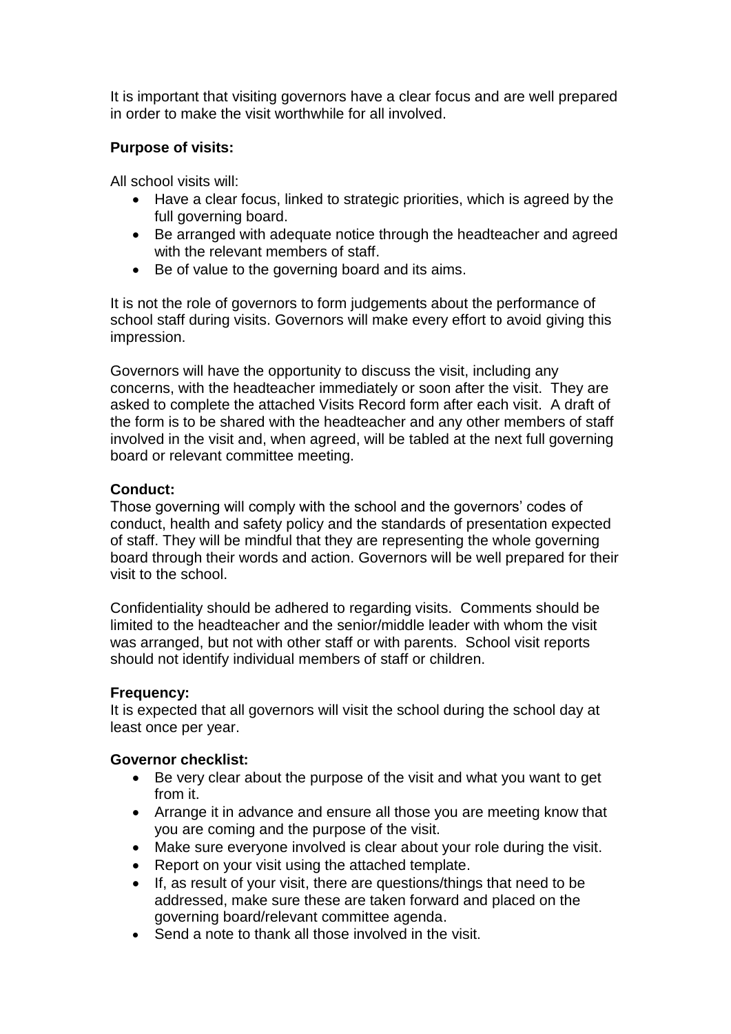It is important that visiting governors have a clear focus and are well prepared in order to make the visit worthwhile for all involved.

**Purpose of visits:**

All school visits will:

- Have a clear focus, linked to strategic priorities, which is agreed by the full governing board.
- Be arranged with adequate notice through the headteacher and agreed with the relevant members of staff.
- Be of value to the governing board and its aims.

It is not the role of governors to form judgements about the performance of school staff during visits. Governors will make every effort to avoid giving this impression.

Governors will have the opportunity to discuss the visit, including any concerns, with the headteacher immediately or soon after the visit. They are asked to complete the attached Visits Record form after each visit. A draft of the form is to be shared with the headteacher and any other members of staff involved in the visit and, when agreed, will be tabled at the next full governing board or relevant committee meeting.

**Conduct:**

Those governing will comply with the school and the governors' codes of conduct, health and safety policy and the standards of presentation expected of staff. They will be mindful that they are representing the whole governing board through their words and action. Governors will be well prepared for their visit to the school.

Confidentiality should be adhered to regarding visits. Comments should be limited to the headteacher and the senior/middle leader with whom the visit was arranged, but not with other staff or with parents. School visit reports should not identify individual members of staff or children.

**Frequency:**

It is expected that all governors will visit the school during the school day at least once per year.

**Governor checklist:**

- Be very clear about the purpose of the visit and what you want to get from it.
- Arrange it in advance and ensure all those you are meeting know that you are coming and the purpose of the visit.
- Make sure everyone involved is clear about your role during the visit.
- Report on your visit using the attached template.
- If, as result of your visit, there are questions/things that need to be addressed, make sure these are taken forward and placed on the governing board/relevant committee agenda.
- Send a note to thank all those involved in the visit.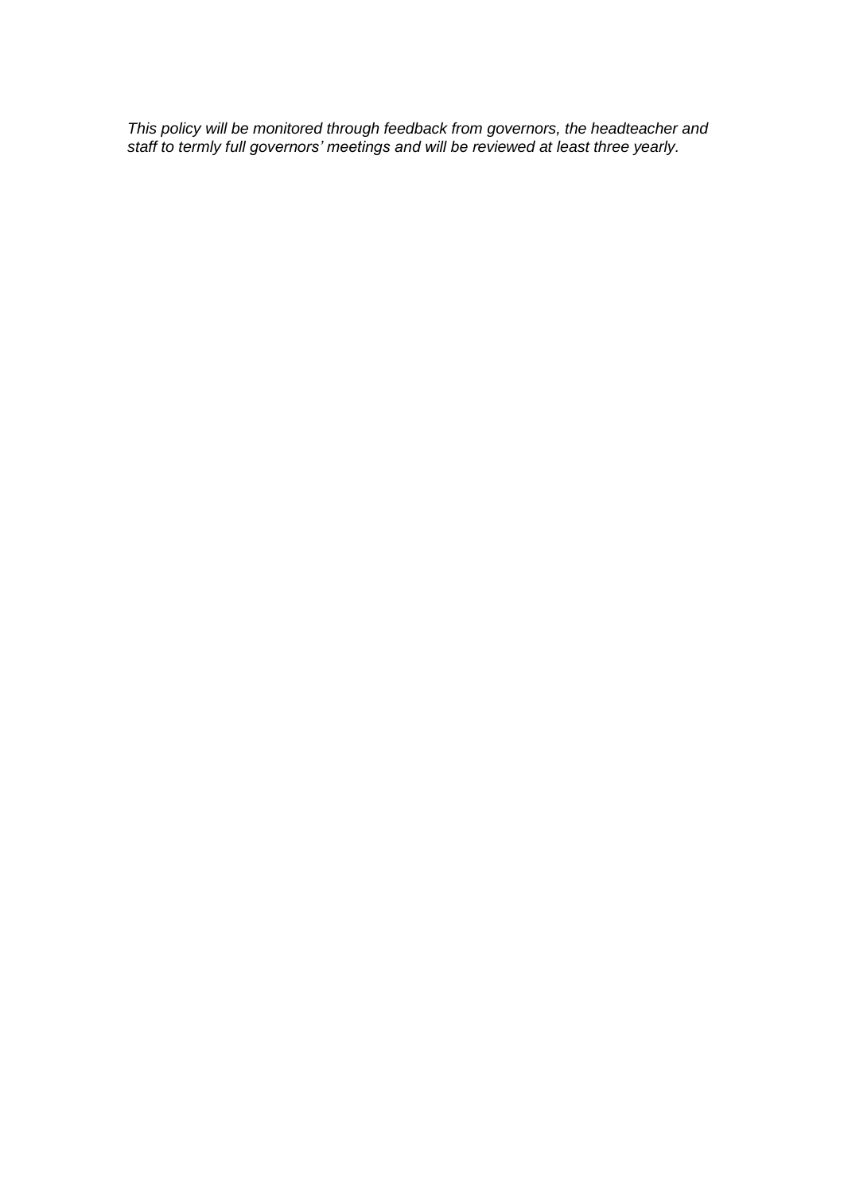*This policy will be monitored through feedback from governors, the headteacher and staff to termly full governors' meetings and will be reviewed at least three yearly.*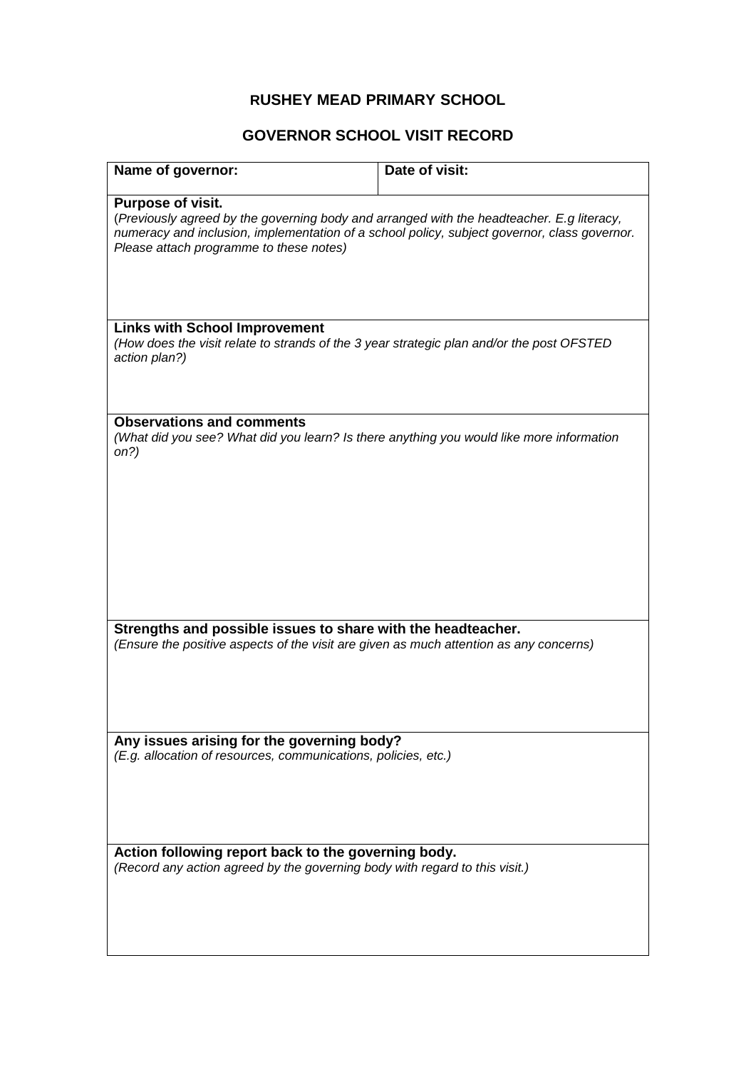# RUSHEY MEAD PRIMARY SCHOOL

## GOVERNOR SCHOOL VISIT RECORD

| **Name of governor:** | **Date of visit:** |
|---|---|
| **Purpose of visit.**<br>(*Previously agreed by the governing body and arranged with the headteacher. E.g literacy, numeracy and inclusion, implementation of a school policy, subject governor, class governor. Please attach programme to these notes)* | |
| **Links with School Improvement**<br>*(How does the visit relate to strands of the 3 year strategic plan and/or the post OFSTED action plan?)* | |
| **Observations and comments**<br>*(What did you see? What did you learn? Is there anything you would like more information on?)* | |
| **Strengths and possible issues to share with the headteacher.**<br>*(Ensure the positive aspects of the visit are given as much attention as any concerns)* | |
| **Any issues arising for the governing body?**<br>*(E.g. allocation of resources, communications, policies, etc.)* | |
| **Action following report back to the governing body.**<br>*(Record any action agreed by the governing body with regard to this visit.)* | |